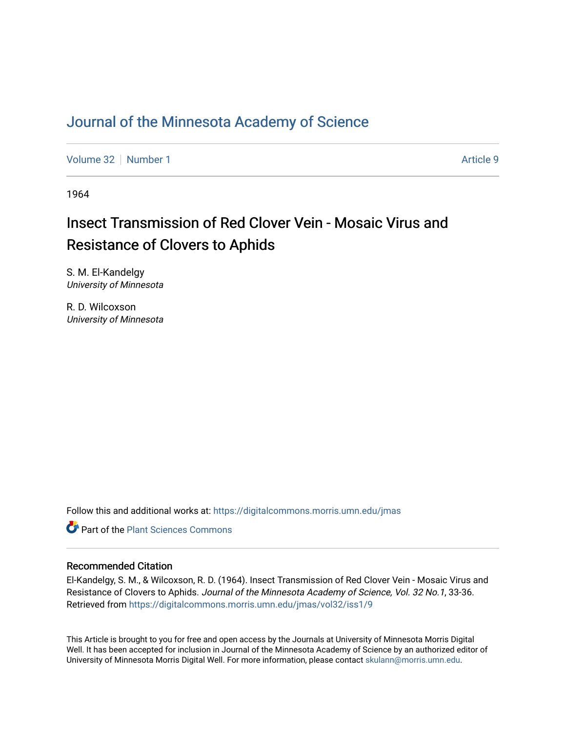# Journal of the Minnesota Academy of Science

Volume 32 | Number 1 — Article 9

1964

## Insect Transmission of Red Clover Vein - Mosaic Virus and Resistance of Clovers to Aphids

S. M. El-Kandelgy
*University of Minnesota*

R. D. Wilcoxson
*University of Minnesota*

Follow this and additional works at: https://digitalcommons.morris.umn.edu/jmas

Part of the Plant Sciences Commons

### Recommended Citation

El-Kandelgy, S. M., & Wilcoxson, R. D. (1964). Insect Transmission of Red Clover Vein - Mosaic Virus and Resistance of Clovers to Aphids. *Journal of the Minnesota Academy of Science, Vol. 32 No.1*, 33-36. Retrieved from https://digitalcommons.morris.umn.edu/jmas/vol32/iss1/9

This Article is brought to you for free and open access by the Journals at University of Minnesota Morris Digital Well. It has been accepted for inclusion in Journal of the Minnesota Academy of Science by an authorized editor of University of Minnesota Morris Digital Well. For more information, please contact skulann@morris.umn.edu.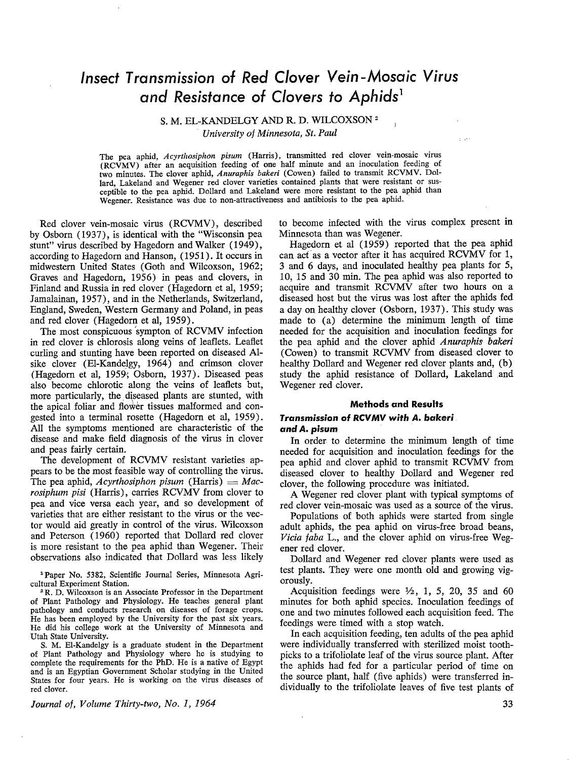# *Insect Transmission of Red Clover Vein-Mosaic Virus and Resistance of Clovers to Aphids*[1]

S. M. EL-KANDELGY AND R. D. WILCOXSON [2]

*University of Minnesota, St. Paul*

The pea aphid, *Acyrthosiphon pisum* (Harris), transmitted red clover vein-mosaic virus (RCVMV) after an acquisition feeding of one half minute and an inoculation feeding of two minutes. The clover aphid, *Anuraphis bakeri* (Cowen) failed to transmit RCVMV. Dollard, Lakeland and Wegener red clover varieties contained plants that were resistant or susceptible to the pea aphid. Dollard and Lakeland were more resistant to the pea aphid than Wegener. Resistance was due to non-attractiveness and antibiosis to the pea aphid.

Red clover vein-mosaic virus (RCVMV), described by Osborn (1937), is identical with the "Wisconsin pea stunt" virus described by Hagedorn and Walker (1949), according to Hagedorn and Hanson, (1951). It occurs in midwestern United States (Goth and Wilcoxson, 1962; Graves and Hagedorn, 1956) in peas and clovers, in Finland and Russia in red clover (Hagedorn et al, 1959; Jamalainan, 1957), and in the Netherlands, Switzerland, England, Sweden, Western Germany and Poland, in peas and red clover (Hagedorn et al, 1959).

The most conspicuous sympton of RCVMV infection in red clover is chlorosis along veins of leaflets. Leaflet curling and stunting have been reported on diseased Alsike clover (El-Kandelgy, 1964) and crimson clover (Hagedorn et al, 1959; Osborn, 1937). Diseased peas also become chlorotic along the veins of leaflets but, more particularly, the diseased plants are stunted, with the apical foliar and flower tissues malformed and congested into a terminal rosette (Hagedorn et al, 1959). All the symptoms mentioned are characteristic of the disease and make field diagnosis of the virus in clover and peas fairly certain.

The development of RCVMV resistant varieties appears to be the most feasible way of controlling the virus. The pea aphid, *Acyrthosiphon pisum* (Harris) = *Macrosiphum pisi* (Harris), carries RCVMV from clover to pea and vice versa each year, and so development of varieties that are either resistant to the virus or the vector would aid greatly in control of the virus. Wilcoxson and Peterson (1960) reported that Dollard red clover is more resistant to the pea aphid than Wegener. Their observations also indicated that Dollard was less likely to become infected with the virus complex present in Minnesota than was Wegener.

Hagedorn et al (1959) reported that the pea aphid can act as a vector after it has acquired RCVMV for 1, 3 and 6 days, and inoculated healthy pea plants for 5, 10, 15 and 30 min. The pea aphid was also reported to acquire and transmit RCVMV after two hours on a diseased host but the virus was lost after the aphids fed a day on healthy clover (Osborn, 1937). This study was made to (a) determine the minimum length of time needed for the acquisition and inoculation feedings for the pea aphid and the clover aphid *Anuraphis bakeri* (Cowen) to transmit RCVMV from diseased clover to healthy Dollard and Wegener red clover plants and, (b) study the aphid resistance of Dollard, Lakeland and Wegener red clover.

## Methods and Results

### *Transmission of RCVMV with A. bakeri and A. pisum*

In order to determine the minimum length of time needed for acquisition and inoculation feedings for the pea aphid and clover aphid to transmit RCVMV from diseased clover to healthy Dollard and Wegener red clover, the following procedure was initiated.

A Wegener red clover plant with typical symptoms of red clover vein-mosaic was used as a source of the virus.

Populations of both aphids were started from single adult aphids, the pea aphid on virus-free broad beans, *Vicia faba* L., and the clover aphid on virus-free Wegener red clover.

Dollard and Wegener red clover plants were used as test plants. They were one month old and growing vigorously.

Acquisition feedings were ½, 1, 5, 20, 35 and 60 minutes for both aphid species. Inoculation feedings of one and two minutes followed each acquisition feed. The feedings were timed with a stop watch.

In each acquisition feeding, ten adults of the pea aphid were individually transferred with sterilized moist toothpicks to a trifoliolate leaf of the virus source plant. After the aphids had fed for a particular period of time on the source plant, half (five aphids) were transferred individually to the trifoliolate leaves of five test plants of

[1] Paper No. 5382, Scientific Journal Series, Minnesota Agricultural Experiment Station.

[2] R. D. Wilcoxson is an Associate Professor in the Department of Plant Pathology and Physiology. He teaches general plant pathology and conducts research on diseases of forage crops. He has been employed by the University for the past six years. He did his college work at the University of Minnesota and Utah State University.

S. M. El-Kandelgy is a graduate student in the Department of Plant Pathology and Physiology where he is studying to complete the requirements for the PhD. He is a native of Egypt and is an Egyptian Government Scholar studying in the United States for four years. He is working on the virus diseases of red clover.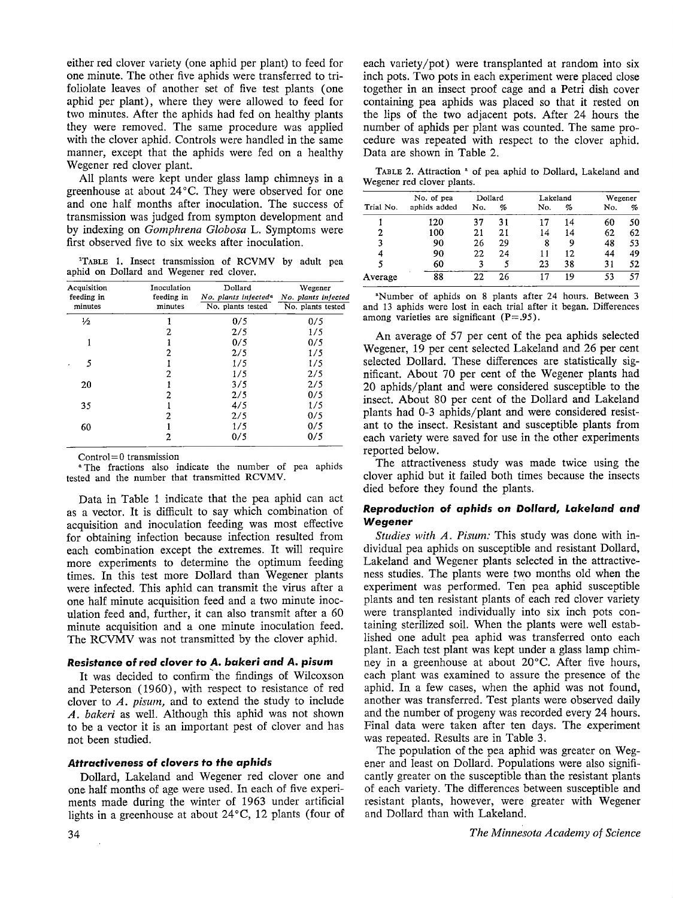either red clover variety (one aphid per plant) to feed for one minute. The other five aphids were transferred to trifoliolate leaves of another set of five test plants (one aphid per plant), where they were allowed to feed for two minutes. After the aphids had fed on healthy plants they were removed. The same procedure was applied with the clover aphid. Controls were handled in the same manner, except that the aphids were fed on a healthy Wegener red clover plant.

All plants were kept under glass lamp chimneys in a greenhouse at about 24°C. They were observed for one and one half months after inoculation. The success of transmission was judged from sympton development and by indexing on *Gomphrena Globosa* L. Symptoms were first observed five to six weeks after inoculation.

[1]TABLE 1. Insect transmission of RCVMV by adult pea aphid on Dollard and Wegener red clover.

| Acquisition feeding in minutes | Inoculation feeding in minutes | Dollard *No. plants infected*[a] / No. plants tested | Wegener *No. plants infected* / No. plants tested |
|---|---|---|---|
| ½ | 1 | 0/5 | 0/5 |
| | 2 | 2/5 | 1/5 |
| 1 | 1 | 0/5 | 0/5 |
| | 2 | 2/5 | 1/5 |
| 5 | 1 | 1/5 | 1/5 |
| | 2 | 1/5 | 2/5 |
| 20 | 1 | 3/5 | 2/5 |
| | 2 | 2/5 | 0/5 |
| 35 | 1 | 4/5 | 1/5 |
| | 2 | 2/5 | 0/5 |
| 60 | 1 | 1/5 | 0/5 |
| | 2 | 0/5 | 0/5 |

Control = 0 transmission

[a] The fractions also indicate the number of pea aphids tested and the number that transmitted RCVMV.

Data in Table 1 indicate that the pea aphid can act as a vector. It is difficult to say which combination of acquisition and inoculation feeding was most effective for obtaining infection because infection resulted from each combination except the extremes. It will require more experiments to determine the optimum feeding times. In this test more Dollard than Wegener plants were infected. This aphid can transmit the virus after a one half minute acquisition feed and a two minute inoculation feed and, further, it can also transmit after a 60 minute acquisition and a one minute inoculation feed. The RCVMV was not transmitted by the clover aphid.

### *Resistance of red clover to A. bakeri and A. pisum*

It was decided to confirm the findings of Wilcoxson and Peterson (1960), with respect to resistance of red clover to *A. pisum,* and to extend the study to include *A. bakeri* as well. Although this aphid was not shown to be a vector it is an important pest of clover and has not been studied.

### *Attractiveness of clovers to the aphids*

Dollard, Lakeland and Wegener red clover one and one half months of age were used. In each of five experiments made during the winter of 1963 under artificial lights in a greenhouse at about 24°C, 12 plants (four of each variety/pot) were transplanted at random into six inch pots. Two pots in each experiment were placed close together in an insect proof cage and a Petri dish cover containing pea aphids was placed so that it rested on the lips of the two adjacent pots. After 24 hours the number of aphids per plant was counted. The same procedure was repeated with respect to the clover aphid. Data are shown in Table 2.

TABLE 2. Attraction [a] of pea aphid to Dollard, Lakeland and Wegener red clover plants.

| Trial No. | No. of pea aphids added | Dollard No. | Dollard % | Lakeland No. | Lakeland % | Wegener No. | Wegener % |
|---|---|---|---|---|---|---|---|
| 1 | 120 | 37 | 31 | 17 | 14 | 60 | 50 |
| 2 | 100 | 21 | 21 | 14 | 14 | 62 | 62 |
| 3 | 90 | 26 | 29 | 8 | 9 | 48 | 53 |
| 4 | 90 | 22 | 24 | 11 | 12 | 44 | 49 |
| 5 | 60 | 3 | 5 | 23 | 38 | 31 | 52 |
| Average | 88 | 22 | 26 | 17 | 19 | 53 | 57 |

[a] Number of aphids on 8 plants after 24 hours. Between 3 and 13 aphids were lost in each trial after it began. Differences among varieties are significant (P=.95).

An average of 57 per cent of the pea aphids selected Wegener, 19 per cent selected Lakeland and 26 per cent selected Dollard. These differences are statistically significant. About 70 per cent of the Wegener plants had 20 aphids/plant and were considered susceptible to the insect. About 80 per cent of the Dollard and Lakeland plants had 0-3 aphids/plant and were considered resistant to the insect. Resistant and susceptible plants from each variety were saved for use in the other experiments reported below.

The attractiveness study was made twice using the clover aphid but it failed both times because the insects died before they found the plants.

### *Reproduction of aphids on Dollard, Lakeland and Wegener*

*Studies with A. Pisum:* This study was done with individual pea aphids on susceptible and resistant Dollard, Lakeland and Wegener plants selected in the attractiveness studies. The plants were two months old when the experiment was performed. Ten pea aphid susceptible plants and ten resistant plants of each red clover variety were transplanted individually into six inch pots containing sterilized soil. When the plants were well established one adult pea aphid was transferred onto each plant. Each test plant was kept under a glass lamp chimney in a greenhouse at about 20°C. After five hours, each plant was examined to assure the presence of the aphid. In a few cases, when the aphid was not found, another was transferred. Test plants were observed daily and the number of progeny was recorded every 24 hours. Final data were taken after ten days. The experiment was repeated. Results are in Table 3.

The population of the pea aphid was greater on Wegener and least on Dollard. Populations were also significantly greater on the susceptible than the resistant plants of each variety. The differences between susceptible and resistant plants, however, were greater with Wegener and Dollard than with Lakeland.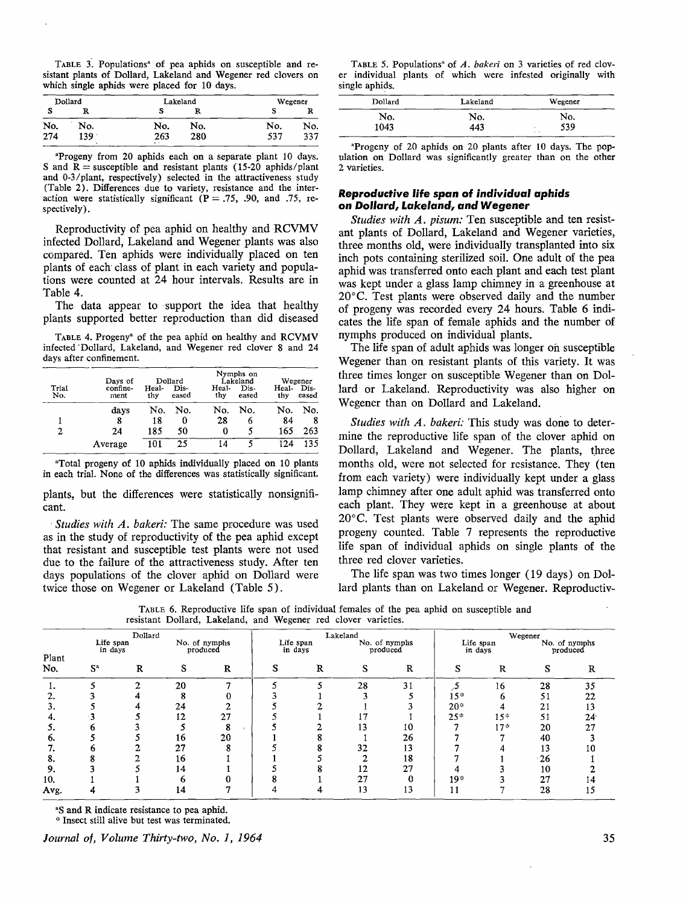TABLE 3. Populations[a] of pea aphids on susceptible and resistant plants of Dollard, Lakeland and Wegener red clovers on which single aphids were placed for 10 days.

| Dollard | | Lakeland | | Wegener | |
|---|---|---|---|---|---|
| S | R | S | R | S | R |
| No. | No. | No. | No. | No. | No. |
| 274 | 139 | 263 | 280 | 537 | 337 |

[a]Progeny from 20 aphids each on a separate plant 10 days. S and R = susceptible and resistant plants (15-20 aphids/plant and 0-3/plant, respectively) selected in the attractiveness study (Table 2). Differences due to variety, resistance and the interaction were statistically significant (P = .75, .90, and .75, respectively).

Reproductivity of pea aphid on healthy and RCVMV infected Dollard, Lakeland and Wegener plants was also compared. Ten aphids were individually placed on ten plants of each class of plant in each variety and populations were counted at 24 hour intervals. Results are in Table 4.

The data appear to support the idea that healthy plants supported better reproduction than did diseased plants, but the differences were statistically nonsignificant.

TABLE 4. Progeny[a] of the pea aphid on healthy and RCVMV infected Dollard, Lakeland, and Wegener red clover 8 and 24 days after confinement.

| Trial No. | Days of confinement | Dollard | | Nymphs on Lakeland | | Wegener | |
|---|---|---|---|---|---|---|---|
| | | Healthy | Diseased | Healthy | Diseased | Healthy | Diseased |
| | days | No. | No. | No. | No. | No. | No. |
| 1 | 8 | 18 | 0 | 28 | 6 | 84 | 8 |
| 2 | 24 | 185 | 50 | 0 | 5 | 165 | 263 |
| | Average | 101 | 25 | 14 | 5 | 124 | 135 |

[a]Total progeny of 10 aphids individually placed on 10 plants in each trial. None of the differences was statistically significant.

*Studies with A. bakeri:* The same procedure was used as in the study of reproductivity of the pea aphid except that resistant and susceptible test plants were not used due to the failure of the attractiveness study. After ten days populations of the clover aphid on Dollard were twice those on Wegener or Lakeland (Table 5).

TABLE 5. Populations[a] of *A. bakeri* on 3 varieties of red clover individual plants of which were infested originally with single aphids.

| Dollard | Lakeland | Wegener |
|---|---|---|
| No. | No. | No. |
| 1043 | 443 | 539 |

[a]Progeny of 20 aphids on 20 plants after 10 days. The population on Dollard was significantly greater than on the other 2 varieties.

### Reproductive life span of individual aphids on Dollard, Lakeland, and Wegener

*Studies with A. pisum:* Ten susceptible and ten resistant plants of Dollard, Lakeland and Wegener varieties, three months old, were individually transplanted into six inch pots containing sterilized soil. One adult of the pea aphid was transferred onto each plant and each test plant was kept under a glass lamp chimney in a greenhouse at 20°C. Test plants were observed daily and the number of progeny was recorded every 24 hours. Table 6 indicates the life span of female aphids and the number of nymphs produced on individual plants.

The life span of adult aphids was longer on susceptible Wegener than on resistant plants of this variety. It was three times longer on susceptible Wegener than on Dollard or Lakeland. Reproductivity was also higher on Wegener than on Dollard and Lakeland.

*Studies with A. bakeri:* This study was done to determine the reproductive life span of the clover aphid on Dollard, Lakeland and Wegener. The plants, three months old, were not selected for resistance. They (ten from each variety) were individually kept under a glass lamp chimney after one adult aphid was transferred onto each plant. They were kept in a greenhouse at about 20°C. Test plants were observed daily and the aphid progeny counted. Table 7 represents the reproductive life span of individual aphids on single plants of the three red clover varieties.

The life span was two times longer (19 days) on Dollard plants than on Lakeland or Wegener. Reproductiv-

TABLE 6. Reproductive life span of individual females of the pea aphid on susceptible and resistant Dollard, Lakeland, and Wegener red clover varieties.

| Plant No. | Dollard | | | | Lakeland | | | | Wegener | | | |
|---|---|---|---|---|---|---|---|---|---|---|---|---|
| | Life span in days | | No. of nymphs produced | | Life span in days | | No. of nymphs produced | | Life span in days | | No. of nymphs produced | |
| | S[a] | R | S | R | S | R | S | R | S | R | S | R |
| 1. | 5 | 2 | 20 | 7 | 5 | 5 | 28 | 31 | 5 | 16 | 28 | 35 |
| 2. | 3 | 4 | 8 | 0 | 3 | 1 | 3 | 5 | 15* | 6 | 51 | 22 |
| 3. | 5 | 4 | 24 | 2 | 5 | 2 | 1 | 3 | 20* | 4 | 21 | 13 |
| 4. | 3 | 5 | 12 | 27 | 5 | 1 | 17 | 1 | 25* | 15* | 51 | 24 |
| 5. | 6 | 3 | 5 | 8 | 5 | 2 | 13 | 10 | 7 | 17* | 20 | 27 |
| 6. | 5 | 5 | 16 | 20 | 1 | 8 | 1 | 26 | 7 | 7 | 40 | 3 |
| 7. | 6 | 2 | 27 | 8 | 5 | 8 | 32 | 13 | 7 | 4 | 13 | 10 |
| 8. | 8 | 2 | 16 | 1 | 1 | 5 | 2 | 18 | 7 | 1 | 26 | 1 |
| 9. | 3 | 5 | 14 | 1 | 5 | 8 | 12 | 27 | 4 | 3 | 10 | 2 |
| 10. | 1 | 1 | 6 | 0 | 8 | 1 | 27 | 0 | 19* | 3 | 27 | 14 |
| Avg. | 4 | 3 | 14 | 7 | 4 | 4 | 13 | 13 | 11 | 7 | 28 | 15 |

[a]S and R indicate resistance to pea aphid.
* Insect still alive but test was terminated.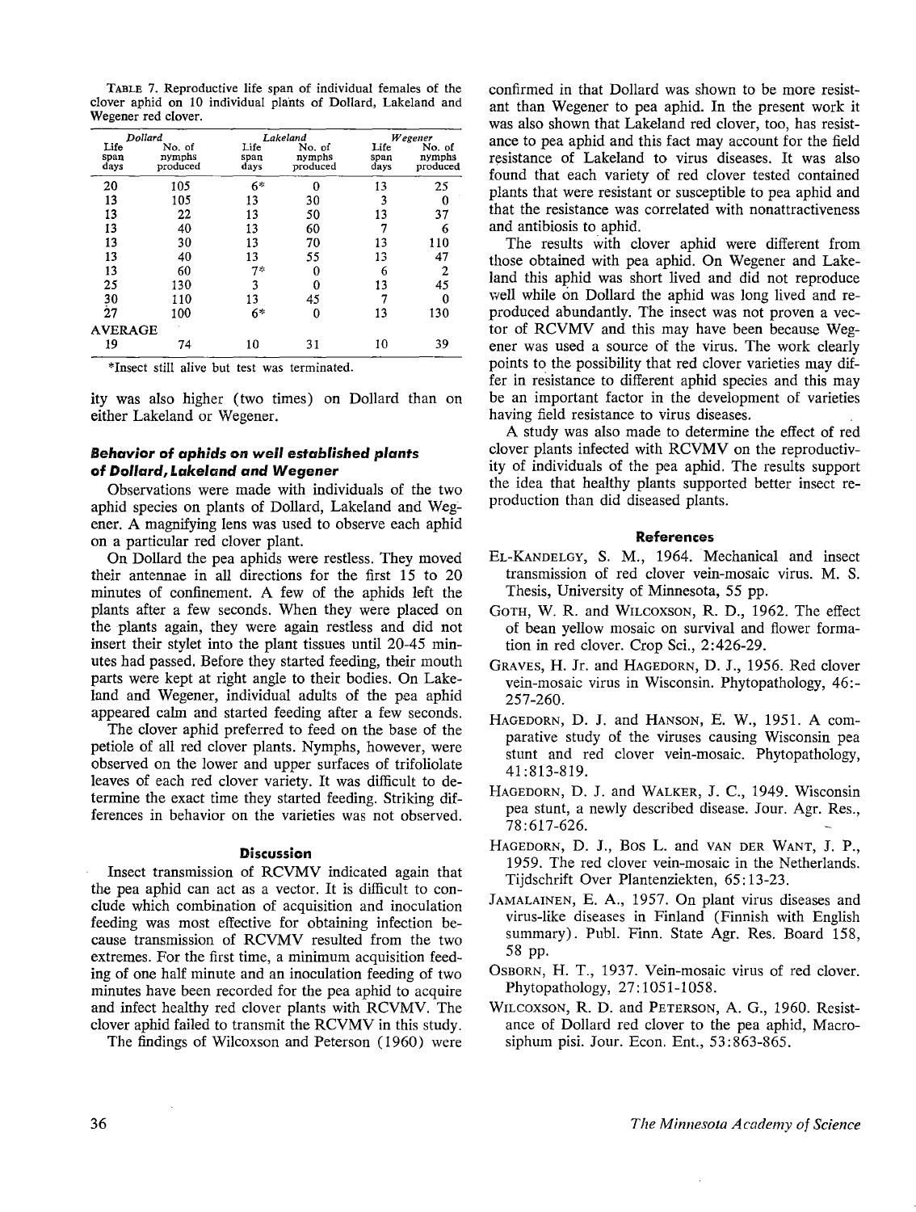TABLE 7. Reproductive life span of individual females of the clover aphid on 10 individual plants of Dollard, Lakeland and Wegener red clover.

| Dollard | | Lakeland | | Wegener | |
|---|---|---|---|---|---|
| Life span days | No. of nymphs produced | Life span days | No. of nymphs produced | Life span days | No. of nymphs produced |
| 20 | 105 | 6* | 0 | 13 | 25 |
| 13 | 105 | 13 | 30 | 3 | 0 |
| 13 | 22 | 13 | 50 | 13 | 37 |
| 13 | 40 | 13 | 60 | 7 | 6 |
| 13 | 30 | 13 | 70 | 13 | 110 |
| 13 | 40 | 13 | 55 | 13 | 47 |
| 13 | 60 | 7* | 0 | 6 | 2 |
| 25 | 130 | 3 | 0 | 13 | 45 |
| 30 | 110 | 13 | 45 | 7 | 0 |
| 27 | 100 | 6* | 0 | 13 | 130 |
| AVERAGE | | | | | |
| 19 | 74 | 10 | 31 | 10 | 39 |

*Insect still alive but test was terminated.

ity was also higher (two times) on Dollard than on either Lakeland or Wegener.

### Behavior of aphids on well established plants of Dollard, Lakeland and Wegener

Observations were made with individuals of the two aphid species on plants of Dollard, Lakeland and Wegener. A magnifying lens was used to observe each aphid on a particular red clover plant.

On Dollard the pea aphids were restless. They moved their antennae in all directions for the first 15 to 20 minutes of confinement. A few of the aphids left the plants after a few seconds. When they were placed on the plants again, they were again restless and did not insert their stylet into the plant tissues until 20-45 minutes had passed. Before they started feeding, their mouth parts were kept at right angle to their bodies. On Lakeland and Wegener, individual adults of the pea aphid appeared calm and started feeding after a few seconds.

The clover aphid preferred to feed on the base of the petiole of all red clover plants. Nymphs, however, were observed on the lower and upper surfaces of trifoliolate leaves of each red clover variety. It was difficult to determine the exact time they started feeding. Striking differences in behavior on the varieties was not observed.

## Discussion

Insect transmission of RCVMV indicated again that the pea aphid can act as a vector. It is difficult to conclude which combination of acquisition and inoculation feeding was most effective for obtaining infection because transmission of RCVMV resulted from the two extremes. For the first time, a minimum acquisition feeding of one half minute and an inoculation feeding of two minutes have been recorded for the pea aphid to acquire and infect healthy red clover plants with RCVMV. The clover aphid failed to transmit the RCVMV in this study.

The findings of Wilcoxson and Peterson (1960) were confirmed in that Dollard was shown to be more resistant than Wegener to pea aphid. In the present work it was also shown that Lakeland red clover, too, has resistance to pea aphid and this fact may account for the field resistance of Lakeland to virus diseases. It was also found that each variety of red clover tested contained plants that were resistant or susceptible to pea aphid and that the resistance was correlated with nonattractiveness and antibiosis to aphid.

The results with clover aphid were different from those obtained with pea aphid. On Wegener and Lakeland this aphid was short lived and did not reproduce well while on Dollard the aphid was long lived and reproduced abundantly. The insect was not proven a vector of RCVMV and this may have been because Wegener was used a source of the virus. The work clearly points to the possibility that red clover varieties may differ in resistance to different aphid species and this may be an important factor in the development of varieties having field resistance to virus diseases.

A study was also made to determine the effect of red clover plants infected with RCVMV on the reproductivity of individuals of the pea aphid. The results support the idea that healthy plants supported better insect reproduction than did diseased plants.

## References

EL-KANDELGY, S. M., 1964. Mechanical and insect transmission of red clover vein-mosaic virus. M. S. Thesis, University of Minnesota, 55 pp.

GOTH, W. R. and WILCOXSON, R. D., 1962. The effect of bean yellow mosaic on survival and flower formation in red clover. Crop Sci., 2:426-29.

GRAVES, H. Jr. and HAGEDORN, D. J., 1956. Red clover vein-mosaic virus in Wisconsin. Phytopathology, 46:-257-260.

HAGEDORN, D. J. and HANSON, E. W., 1951. A comparative study of the viruses causing Wisconsin pea stunt and red clover vein-mosaic. Phytopathology, 41:813-819.

HAGEDORN, D. J. and WALKER, J. C., 1949. Wisconsin pea stunt, a newly described disease. Jour. Agr. Res., 78:617-626.

HAGEDORN, D. J., BOS L. and VAN DER WANT, J. P., 1959. The red clover vein-mosaic in the Netherlands. Tijdschrift Over Plantenziekten, 65:13-23.

JAMALAINEN, E. A., 1957. On plant virus diseases and virus-like diseases in Finland (Finnish with English summary). Publ. Finn. State Agr. Res. Board 158, 58 pp.

OSBORN, H. T., 1937. Vein-mosaic virus of red clover. Phytopathology, 27:1051-1058.

WILCOXSON, R. D. and PETERSON, A. G., 1960. Resistance of Dollard red clover to the pea aphid, Macrosiphum pisi. Jour. Econ. Ent., 53:863-865.